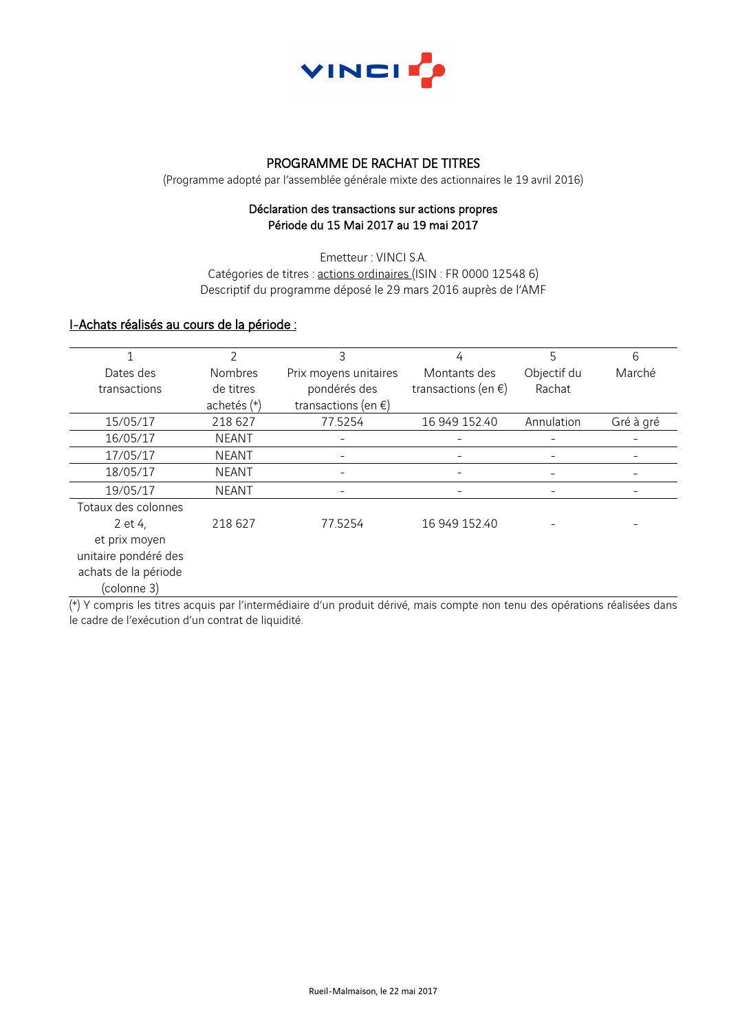# PROGRAMME DE RACHAT DE TITRES

(Programme adopté par l'assemblée générale mixte des actionnaires le 19 avril 2016)

## Déclaration des transactions sur actions propres
## Période du 15 Mai 2017 au 19 mai 2017

Emetteur : VINCI S.A.

Catégories de titres : actions ordinaires (ISIN : FR 0000 12548 6)

Descriptif du programme déposé le 29 mars 2016 auprès de l'AMF

## I-Achats réalisés au cours de la période :

| 1<br>Dates des transactions | 2<br>Nombres de titres achetés (*) | 3<br>Prix moyens unitaires pondérés des transactions (en €) | 4<br>Montants des transactions (en €) | 5<br>Objectif du Rachat | 6<br>Marché |
|---|---|---|---|---|---|
| 15/05/17 | 218 627 | 77.5254 | 16 949 152.40 | Annulation | Gré à gré |
| 16/05/17 | NEANT | - | - | - | - |
| 17/05/17 | NEANT | - | - | - | - |
| 18/05/17 | NEANT | - | - | - | - |
| 19/05/17 | NEANT | - | - | - | - |
| Totaux des colonnes 2 et 4, et prix moyen unitaire pondéré des achats de la période (colonne 3) | 218 627 | 77.5254 | 16 949 152.40 | - | - |

(*) Y compris les titres acquis par l'intermédiaire d'un produit dérivé, mais compte non tenu des opérations réalisées dans le cadre de l'exécution d'un contrat de liquidité.

Rueil-Malmaison, le 22 mai 2017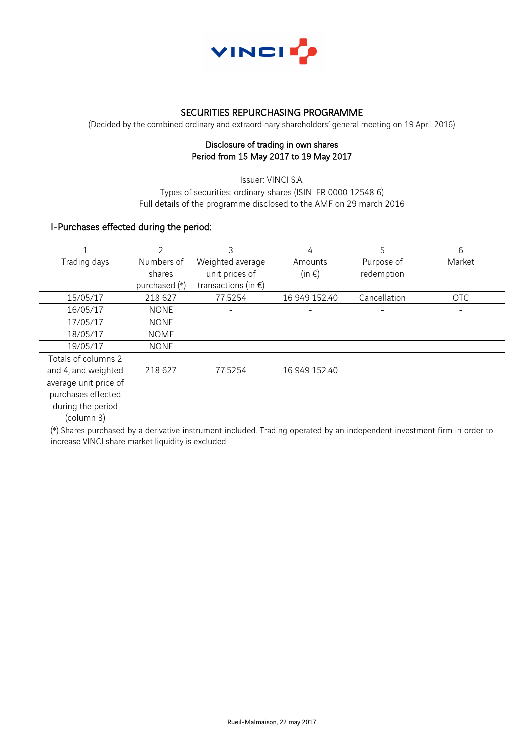# SECURITIES REPURCHASING PROGRAMME

(Decided by the combined ordinary and extraordinary shareholders' general meeting on 19 April 2016)

## Disclosure of trading in own shares
## Period from 15 May 2017 to 19 May 2017

Issuer: VINCI S.A.
Types of securities: ordinary shares (ISIN: FR 0000 12548 6)
Full details of the programme disclosed to the AMF on 29 march 2016

### I-Purchases effected during the period:

| 1<br>Trading days | 2<br>Numbers of shares purchased (*) | 3<br>Weighted average unit prices of transactions (in €) | 4<br>Amounts (in €) | 5<br>Purpose of redemption | 6<br>Market |
|---|---|---|---|---|---|
| 15/05/17 | 218 627 | 77.5254 | 16 949 152.40 | Cancellation | OTC |
| 16/05/17 | NONE | - | - | - | - |
| 17/05/17 | NONE | - | - | - | - |
| 18/05/17 | NOME | - | - | - | - |
| 19/05/17 | NONE | - | - | - | - |
| Totals of columns 2 and 4, and weighted average unit price of purchases effected during the period (column 3) | 218 627 | 77.5254 | 16 949 152.40 | - | - |

(*) Shares purchased by a derivative instrument included. Trading operated by an independent investment firm in order to increase VINCI share market liquidity is excluded

Rueil-Malmaison, 22 may 2017